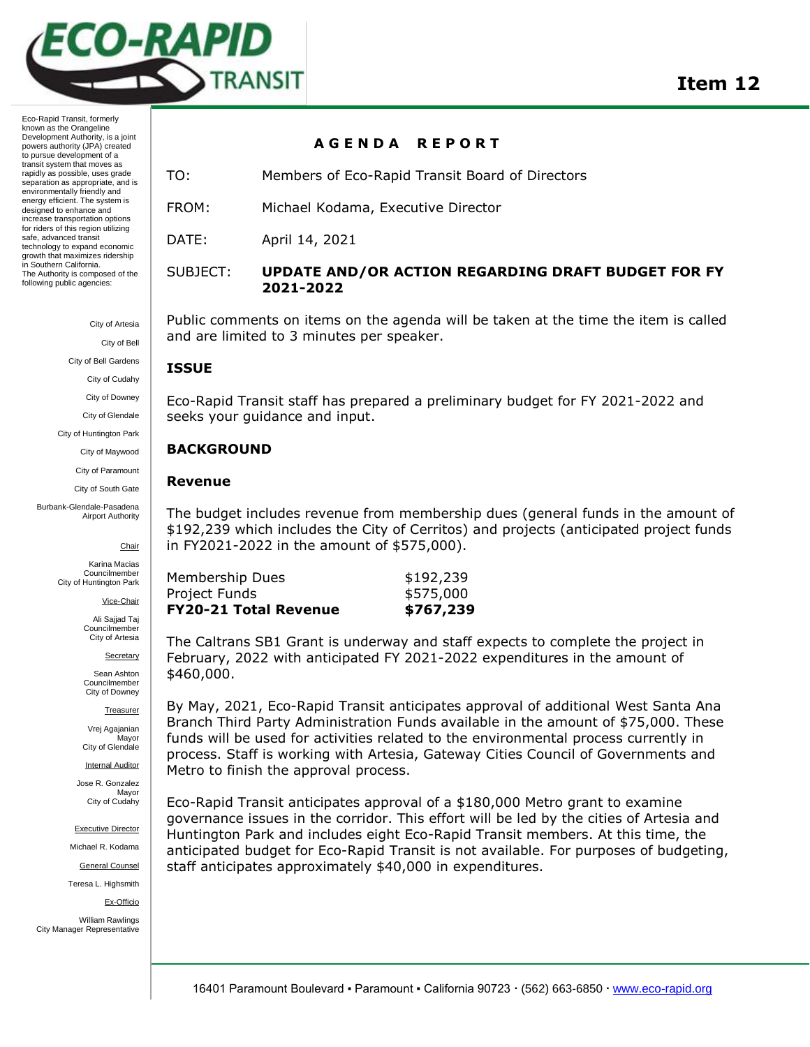# Item 12

Eco-Rapid Transit, formerly known as the Orangeline Development Authority, is a joint powers authority (JPA) created to pursue development of a transit system that moves as rapidly as possible, uses grade separation as appropriate, and is environmentally friendly and energy efficient. The system is designed to enhance and increase transportation options for riders of this region utilizing safe, advanced transit technology to expand economic growth that maximizes ridership in Southern California. The Authority is composed of the following public agencies:

City of Artesia
City of Bell
City of Bell Gardens
City of Cudahy
City of Downey
City of Glendale
City of Huntington Park
City of Maywood
City of Paramount
City of South Gate
Burbank-Glendale-Pasadena Airport Authority

Chair
Karina Macias
Councilmember
City of Huntington Park

Vice-Chair
Ali Sajjad Taj
Councilmember
City of Artesia

Secretary
Sean Ashton
Councilmember
City of Downey

Treasurer
Vrej Agajanian
Mayor
City of Glendale

Internal Auditor
Jose R. Gonzalez
Mayor
City of Cudahy

Executive Director
Michael R. Kodama

General Counsel
Teresa L. Highsmith

Ex-Officio
William Rawlings
City Manager Representative

## AGENDA REPORT

TO: Members of Eco-Rapid Transit Board of Directors

FROM: Michael Kodama, Executive Director

DATE: April 14, 2021

SUBJECT: **UPDATE AND/OR ACTION REGARDING DRAFT BUDGET FOR FY 2021-2022**

Public comments on items on the agenda will be taken at the time the item is called and are limited to 3 minutes per speaker.

### ISSUE

Eco-Rapid Transit staff has prepared a preliminary budget for FY 2021-2022 and seeks your guidance and input.

### BACKGROUND

#### Revenue

The budget includes revenue from membership dues (general funds in the amount of $192,239 which includes the City of Cerritos) and projects (anticipated project funds in FY2021-2022 in the amount of $575,000).

| | |
|---|---|
| Membership Dues | $192,239 |
| Project Funds | $575,000 |
| **FY20-21 Total Revenue** | **$767,239** |

The Caltrans SB1 Grant is underway and staff expects to complete the project in February, 2022 with anticipated FY 2021-2022 expenditures in the amount of $460,000.

By May, 2021, Eco-Rapid Transit anticipates approval of additional West Santa Ana Branch Third Party Administration Funds available in the amount of $75,000. These funds will be used for activities related to the environmental process currently in process. Staff is working with Artesia, Gateway Cities Council of Governments and Metro to finish the approval process.

Eco-Rapid Transit anticipates approval of a $180,000 Metro grant to examine governance issues in the corridor. This effort will be led by the cities of Artesia and Huntington Park and includes eight Eco-Rapid Transit members. At this time, the anticipated budget for Eco-Rapid Transit is not available. For purposes of budgeting, staff anticipates approximately $40,000 in expenditures.

16401 Paramount Boulevard ▪ Paramount ▪ California 90723 · (562) 663-6850 · www.eco-rapid.org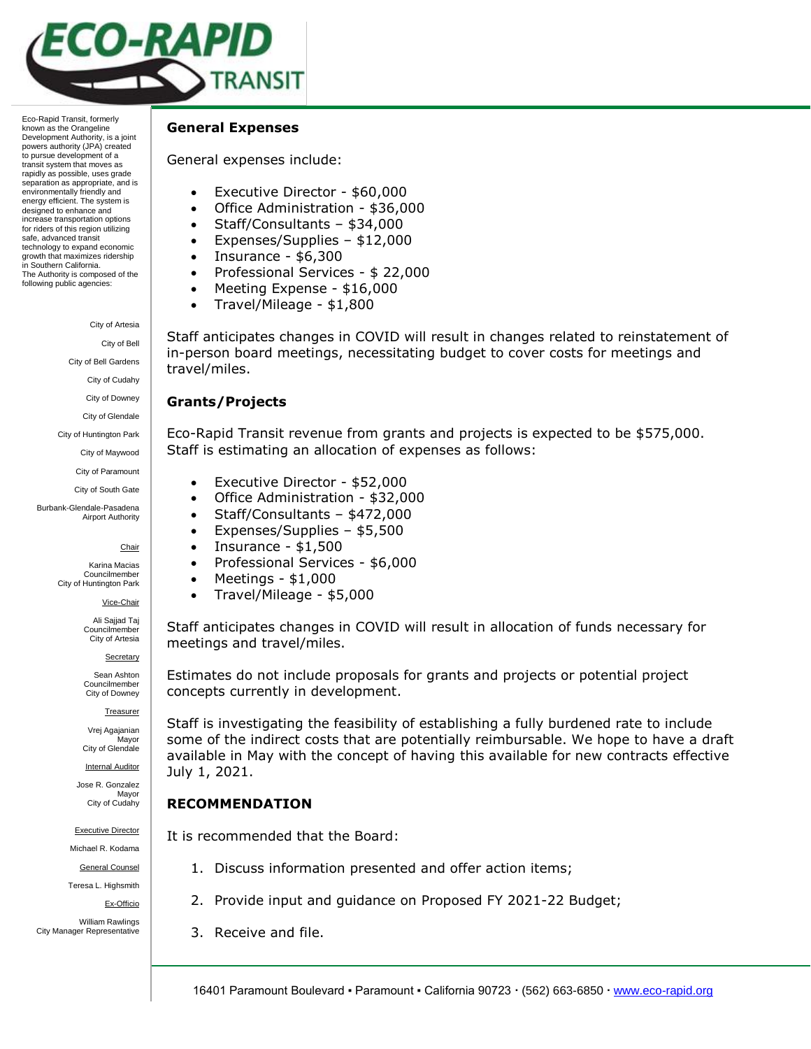Eco-Rapid Transit, formerly known as the Orangeline Development Authority, is a joint powers authority (JPA) created to pursue development of a transit system that moves as rapidly as possible, uses grade separation as appropriate, and is environmentally friendly and energy efficient. The system is designed to enhance and increase transportation options for riders of this region utilizing safe, advanced transit technology to expand economic growth that maximizes ridership in Southern California.
The Authority is composed of the following public agencies:

City of Artesia
City of Bell
City of Bell Gardens
City of Cudahy
City of Downey
City of Glendale
City of Huntington Park
City of Maywood
City of Paramount
City of South Gate
Burbank-Glendale-Pasadena Airport Authority

Chair
Karina Macias
Councilmember
City of Huntington Park

Vice-Chair
Ali Sajjad Taj
Councilmember
City of Artesia

Secretary
Sean Ashton
Councilmember
City of Downey

Treasurer
Vrej Agajanian
Mayor
City of Glendale

Internal Auditor
Jose R. Gonzalez
Mayor
City of Cudahy

Executive Director
Michael R. Kodama

General Counsel
Teresa L. Highsmith

Ex-Officio
William Rawlings
City Manager Representative

## General Expenses

General expenses include:

- Executive Director - $60,000
- Office Administration - $36,000
- Staff/Consultants – $34,000
- Expenses/Supplies – $12,000
- Insurance - $6,300
- Professional Services - $ 22,000
- Meeting Expense - $16,000
- Travel/Mileage - $1,800

Staff anticipates changes in COVID will result in changes related to reinstatement of in-person board meetings, necessitating budget to cover costs for meetings and travel/miles.

## Grants/Projects

Eco-Rapid Transit revenue from grants and projects is expected to be $575,000. Staff is estimating an allocation of expenses as follows:

- Executive Director - $52,000
- Office Administration - $32,000
- Staff/Consultants – $472,000
- Expenses/Supplies – $5,500
- Insurance - $1,500
- Professional Services - $6,000
- Meetings - $1,000
- Travel/Mileage - $5,000

Staff anticipates changes in COVID will result in allocation of funds necessary for meetings and travel/miles.

Estimates do not include proposals for grants and projects or potential project concepts currently in development.

Staff is investigating the feasibility of establishing a fully burdened rate to include some of the indirect costs that are potentially reimbursable. We hope to have a draft available in May with the concept of having this available for new contracts effective July 1, 2021.

## RECOMMENDATION

It is recommended that the Board:

1. Discuss information presented and offer action items;
2. Provide input and guidance on Proposed FY 2021-22 Budget;
3. Receive and file.

16401 Paramount Boulevard ▪ Paramount ▪ California 90723 · (562) 663-6850 · www.eco-rapid.org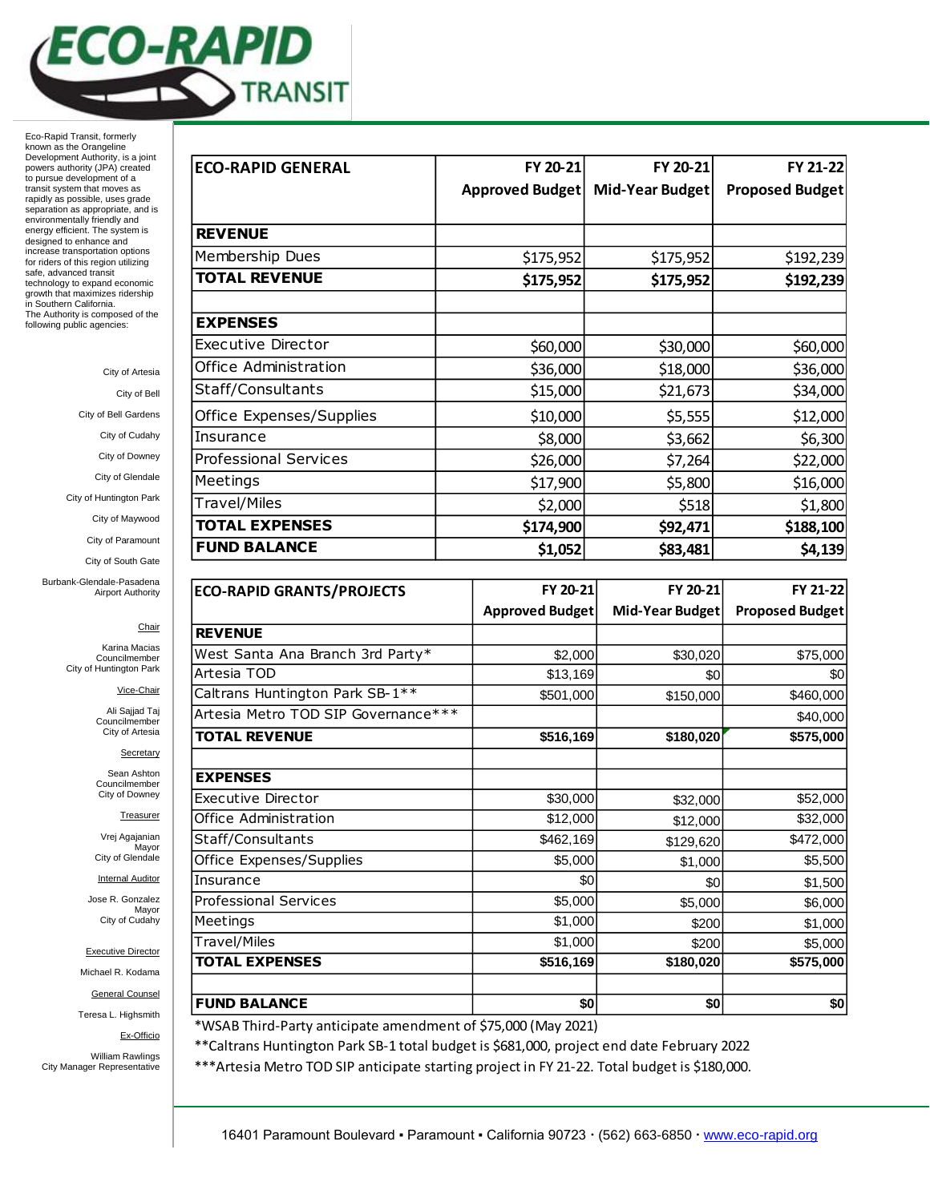# ECO-RAPID TRANSIT

Eco-Rapid Transit, formerly known as the Orangeline Development Authority, is a joint powers authority (JPA) created to pursue development of a transit system that moves as rapidly as possible, uses grade separation as appropriate, and is environmentally friendly and energy efficient. The system is designed to enhance and increase transportation options for riders of this region utilizing safe, advanced transit technology to expand economic growth that maximizes ridership in Southern California.
The Authority is composed of the following public agencies:

City of Artesia
City of Bell
City of Bell Gardens
City of Cudahy
City of Downey
City of Glendale
City of Huntington Park
City of Maywood
City of Paramount
City of South Gate
Burbank-Glendale-Pasadena Airport Authority

Chair
Karina Macias
Councilmember
City of Huntington Park

Vice-Chair
Ali Sajjad Taj
Councilmember
City of Artesia

Secretary
Sean Ashton
Councilmember
City of Downey

Treasurer
Vrej Agajanian
Mayor
City of Glendale

Internal Auditor
Jose R. Gonzalez
Mayor
City of Cudahy

Executive Director
Michael R. Kodama

General Counsel
Teresa L. Highsmith

Ex-Officio
William Rawlings
City Manager Representative

| ECO-RAPID GENERAL | FY 20-21 Approved Budget | FY 20-21 Mid-Year Budget | FY 21-22 Proposed Budget |
|---|---|---|---|
| **REVENUE** | | | |
| Membership Dues | $175,952 | $175,952 | $192,239 |
| **TOTAL REVENUE** | **$175,952** | **$175,952** | **$192,239** |
| | | | |
| **EXPENSES** | | | |
| Executive Director | $60,000 | $30,000 | $60,000 |
| Office Administration | $36,000 | $18,000 | $36,000 |
| Staff/Consultants | $15,000 | $21,673 | $34,000 |
| Office Expenses/Supplies | $10,000 | $5,555 | $12,000 |
| Insurance | $8,000 | $3,662 | $6,300 |
| Professional Services | $26,000 | $7,264 | $22,000 |
| Meetings | $17,900 | $5,800 | $16,000 |
| Travel/Miles | $2,000 | $518 | $1,800 |
| **TOTAL EXPENSES** | **$174,900** | **$92,471** | **$188,100** |
| **FUND BALANCE** | **$1,052** | **$83,481** | **$4,139** |

| ECO-RAPID GRANTS/PROJECTS | FY 20-21 Approved Budget | FY 20-21 Mid-Year Budget | FY 21-22 Proposed Budget |
|---|---|---|---|
| **REVENUE** | | | |
| West Santa Ana Branch 3rd Party* | $2,000 | $30,020 | $75,000 |
| Artesia TOD | $13,169 | $0 | $0 |
| Caltrans Huntington Park SB-1** | $501,000 | $150,000 | $460,000 |
| Artesia Metro TOD SIP Governance*** | | | $40,000 |
| **TOTAL REVENUE** | **$516,169** | **$180,020** | **$575,000** |
| | | | |
| **EXPENSES** | | | |
| Executive Director | $30,000 | $32,000 | $52,000 |
| Office Administration | $12,000 | $12,000 | $32,000 |
| Staff/Consultants | $462,169 | $129,620 | $472,000 |
| Office Expenses/Supplies | $5,000 | $1,000 | $5,500 |
| Insurance | $0 | $0 | $1,500 |
| Professional Services | $5,000 | $5,000 | $6,000 |
| Meetings | $1,000 | $200 | $1,000 |
| Travel/Miles | $1,000 | $200 | $5,000 |
| **TOTAL EXPENSES** | **$516,169** | **$180,020** | **$575,000** |
| | | | |
| **FUND BALANCE** | **$0** | **$0** | **$0** |

*WSAB Third-Party anticipate amendment of $75,000 (May 2021)

**Caltrans Huntington Park SB-1 total budget is $681,000, project end date February 2022

***Artesia Metro TOD SIP anticipate starting project in FY 21-22. Total budget is $180,000.

16401 Paramount Boulevard ▪ Paramount ▪ California 90723 · (562) 663-6850 · www.eco-rapid.org